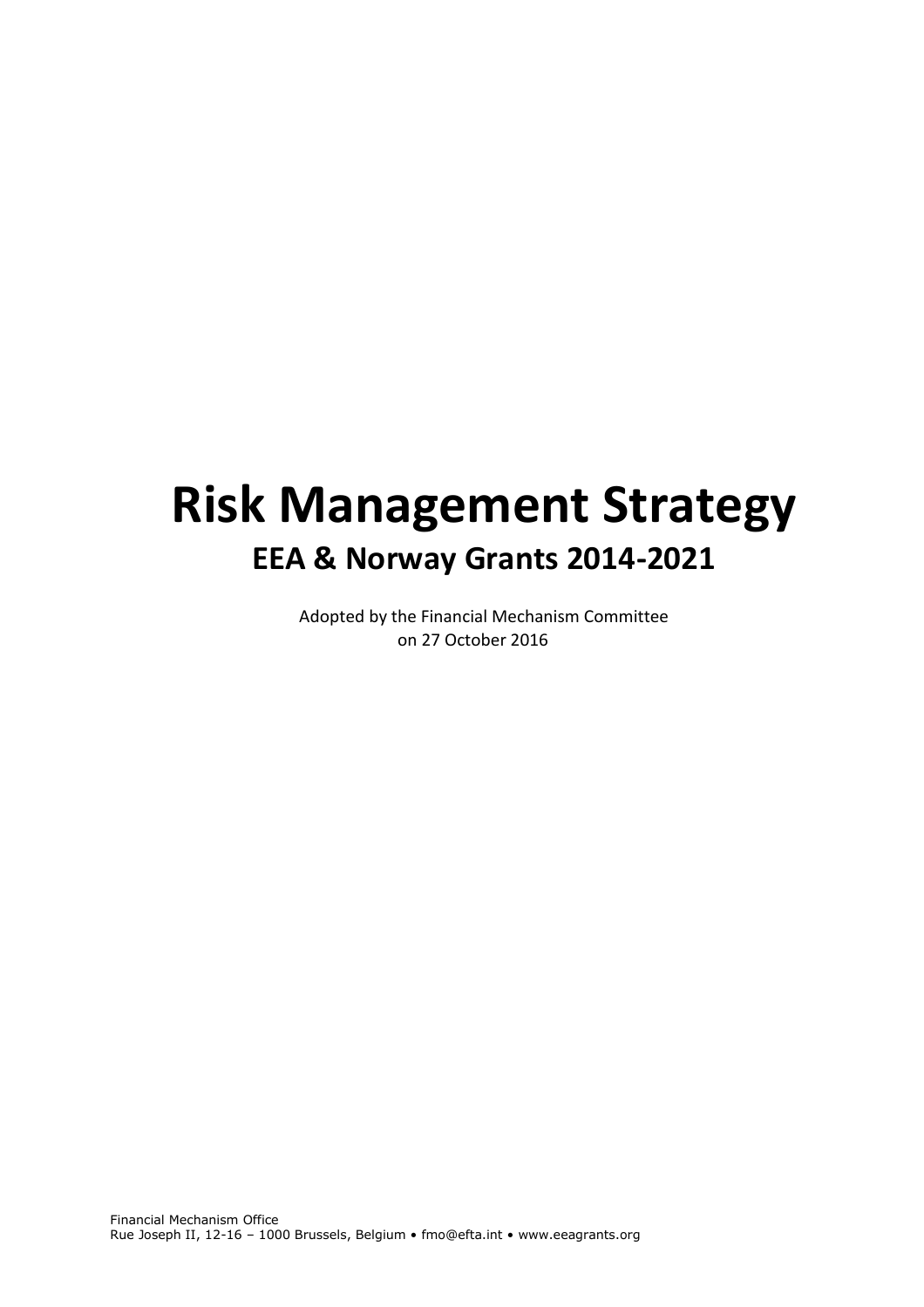# Risk Management Strategy

## EEA & Norway Grants 2014-2021

Adopted by the Financial Mechanism Committee
on 27 October 2016

Financial Mechanism Office
Rue Joseph II, 12-16 – 1000 Brussels, Belgium • fmo@efta.int • www.eeagrants.org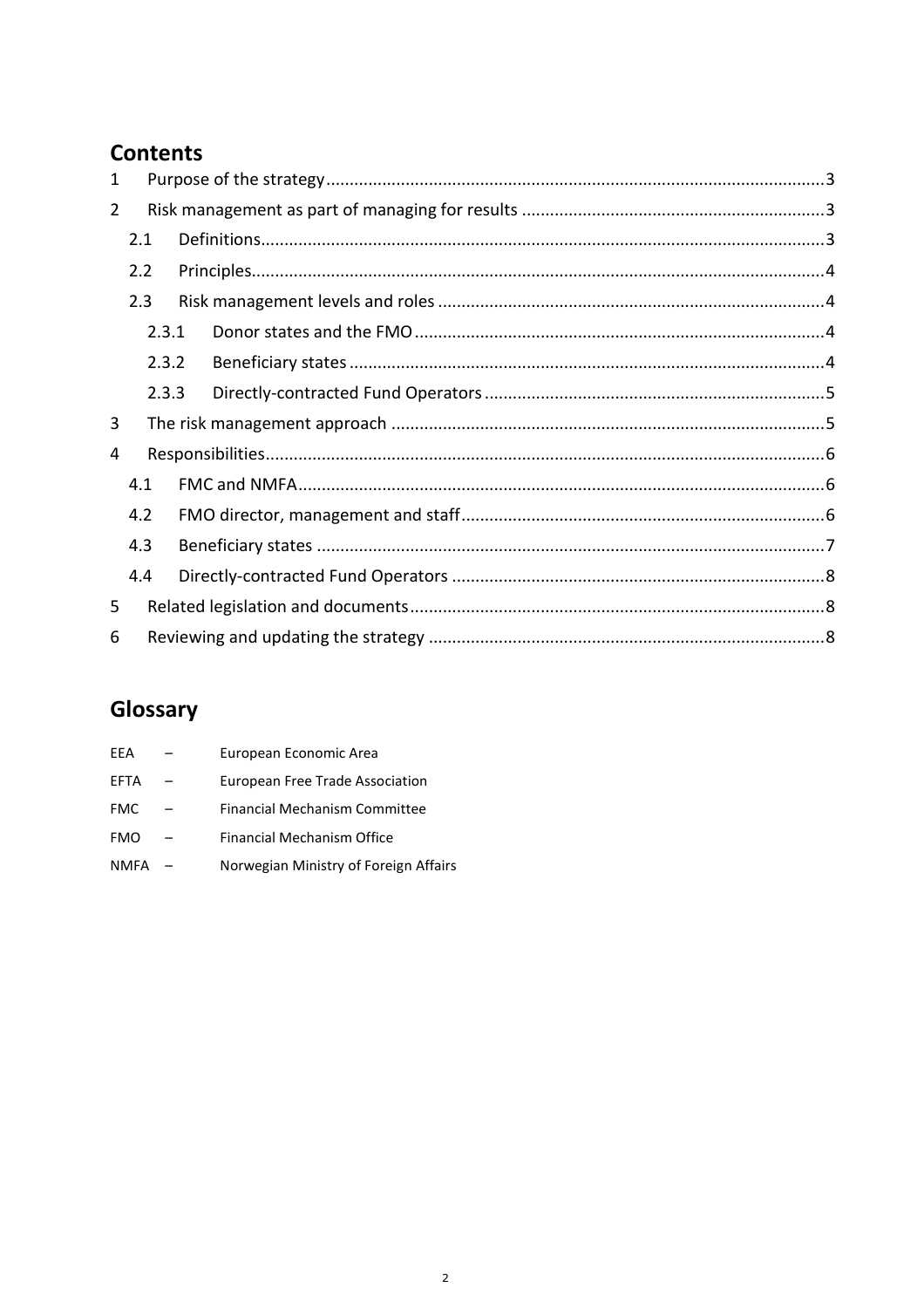## Contents

1 Purpose of the strategy ........................................................................................................ 3
2 Risk management as part of managing for results ............................................................... 3
 2.1 Definitions ...................................................................................................................... 3
 2.2 Principles ........................................................................................................................ 4
 2.3 Risk management levels and roles ................................................................................. 4
  2.3.1 Donor states and the FMO ..................................................................................... 4
  2.3.2 Beneficiary states .................................................................................................... 4
  2.3.3 Directly-contracted Fund Operators ....................................................................... 5
3 The risk management approach ........................................................................................... 5
4 Responsibilities ..................................................................................................................... 6
 4.1 FMC and NMFA ............................................................................................................... 6
 4.2 FMO director, management and staff ............................................................................ 6
 4.3 Beneficiary states ........................................................................................................... 7
 4.4 Directly-contracted Fund Operators .............................................................................. 8
5 Related legislation and documents ....................................................................................... 8
6 Reviewing and updating the strategy ................................................................................... 8

## Glossary

| | | |
|---|---|---|
| EEA | – | European Economic Area |
| EFTA | – | European Free Trade Association |
| FMC | – | Financial Mechanism Committee |
| FMO | – | Financial Mechanism Office |
| NMFA | – | Norwegian Ministry of Foreign Affairs |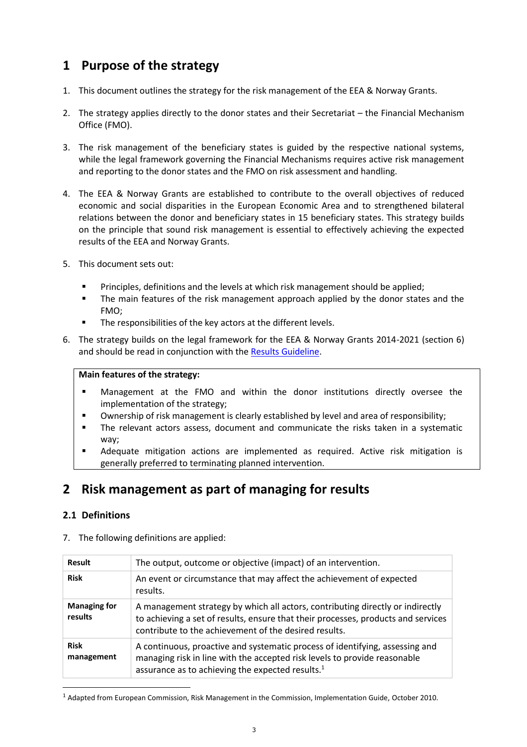# 1 Purpose of the strategy

1. This document outlines the strategy for the risk management of the EEA & Norway Grants.

2. The strategy applies directly to the donor states and their Secretariat – the Financial Mechanism Office (FMO).

3. The risk management of the beneficiary states is guided by the respective national systems, while the legal framework governing the Financial Mechanisms requires active risk management and reporting to the donor states and the FMO on risk assessment and handling.

4. The EEA & Norway Grants are established to contribute to the overall objectives of reduced economic and social disparities in the European Economic Area and to strengthened bilateral relations between the donor and beneficiary states in 15 beneficiary states. This strategy builds on the principle that sound risk management is essential to effectively achieving the expected results of the EEA and Norway Grants.

5. This document sets out:

   - Principles, definitions and the levels at which risk management should be applied;
   - The main features of the risk management approach applied by the donor states and the FMO;
   - The responsibilities of the key actors at the different levels.

6. The strategy builds on the legal framework for the EEA & Norway Grants 2014-2021 (section 6) and should be read in conjunction with the [Results Guideline](Results Guideline).

**Main features of the strategy:**

- Management at the FMO and within the donor institutions directly oversee the implementation of the strategy;
- Ownership of risk management is clearly established by level and area of responsibility;
- The relevant actors assess, document and communicate the risks taken in a systematic way;
- Adequate mitigation actions are implemented as required. Active risk mitigation is generally preferred to terminating planned intervention.

# 2 Risk management as part of managing for results

## 2.1 Definitions

7. The following definitions are applied:

| | |
|---|---|
| **Result** | The output, outcome or objective (impact) of an intervention. |
| **Risk** | An event or circumstance that may affect the achievement of expected results. |
| **Managing for results** | A management strategy by which all actors, contributing directly or indirectly to achieving a set of results, ensure that their processes, products and services contribute to the achievement of the desired results. |
| **Risk management** | A continuous, proactive and systematic process of identifying, assessing and managing risk in line with the accepted risk levels to provide reasonable assurance as to achieving the expected results.[1] |

[1] Adapted from European Commission, Risk Management in the Commission, Implementation Guide, October 2010.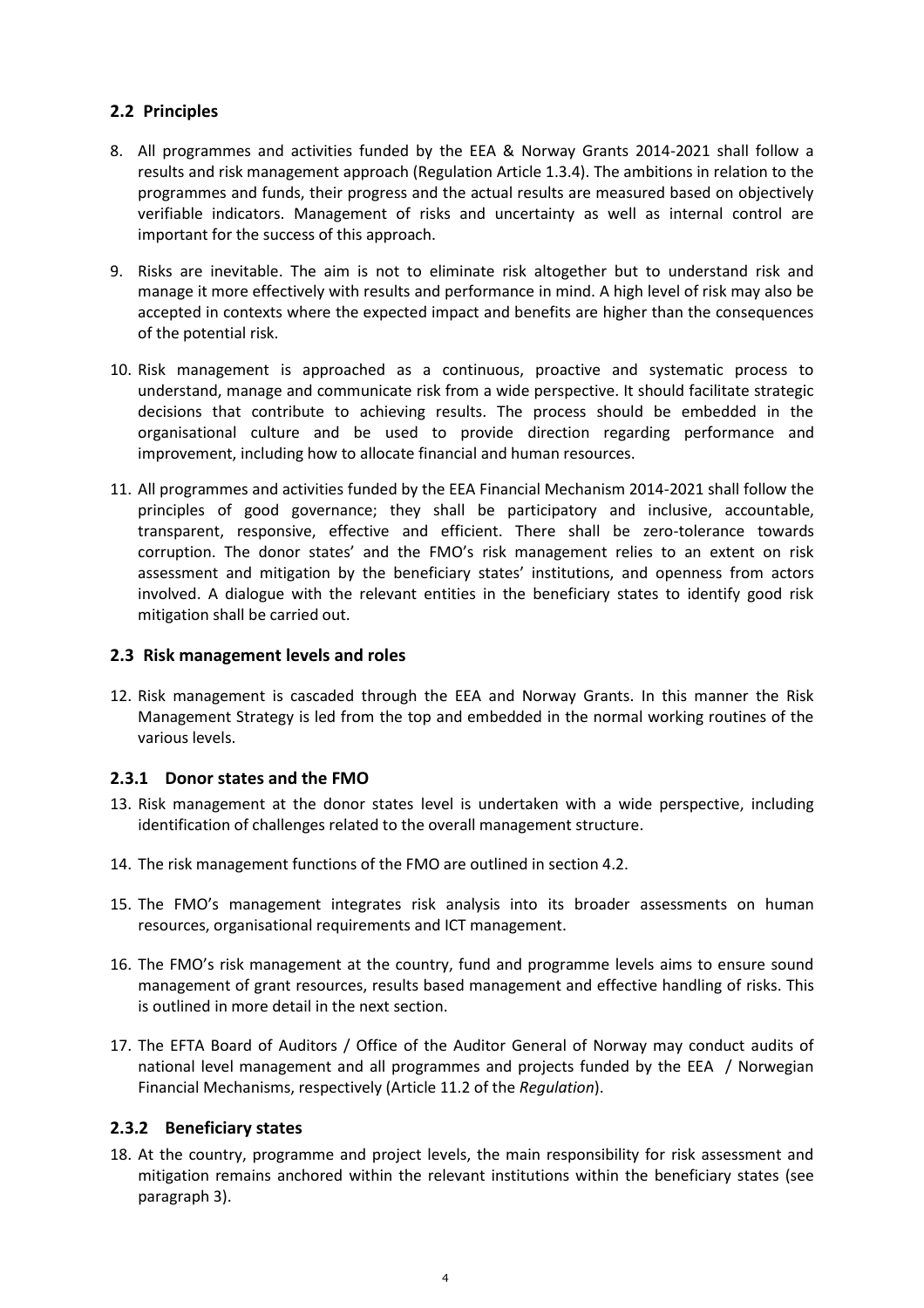## 2.2 Principles

8. All programmes and activities funded by the EEA & Norway Grants 2014-2021 shall follow a results and risk management approach (Regulation Article 1.3.4). The ambitions in relation to the programmes and funds, their progress and the actual results are measured based on objectively verifiable indicators. Management of risks and uncertainty as well as internal control are important for the success of this approach.

9. Risks are inevitable. The aim is not to eliminate risk altogether but to understand risk and manage it more effectively with results and performance in mind. A high level of risk may also be accepted in contexts where the expected impact and benefits are higher than the consequences of the potential risk.

10. Risk management is approached as a continuous, proactive and systematic process to understand, manage and communicate risk from a wide perspective. It should facilitate strategic decisions that contribute to achieving results. The process should be embedded in the organisational culture and be used to provide direction regarding performance and improvement, including how to allocate financial and human resources.

11. All programmes and activities funded by the EEA Financial Mechanism 2014-2021 shall follow the principles of good governance; they shall be participatory and inclusive, accountable, transparent, responsive, effective and efficient. There shall be zero-tolerance towards corruption. The donor states' and the FMO's risk management relies to an extent on risk assessment and mitigation by the beneficiary states' institutions, and openness from actors involved. A dialogue with the relevant entities in the beneficiary states to identify good risk mitigation shall be carried out.

## 2.3 Risk management levels and roles

12. Risk management is cascaded through the EEA and Norway Grants. In this manner the Risk Management Strategy is led from the top and embedded in the normal working routines of the various levels.

### 2.3.1 Donor states and the FMO

13. Risk management at the donor states level is undertaken with a wide perspective, including identification of challenges related to the overall management structure.

14. The risk management functions of the FMO are outlined in section 4.2.

15. The FMO's management integrates risk analysis into its broader assessments on human resources, organisational requirements and ICT management.

16. The FMO's risk management at the country, fund and programme levels aims to ensure sound management of grant resources, results based management and effective handling of risks. This is outlined in more detail in the next section.

17. The EFTA Board of Auditors / Office of the Auditor General of Norway may conduct audits of national level management and all programmes and projects funded by the EEA / Norwegian Financial Mechanisms, respectively (Article 11.2 of the *Regulation*).

### 2.3.2 Beneficiary states

18. At the country, programme and project levels, the main responsibility for risk assessment and mitigation remains anchored within the relevant institutions within the beneficiary states (see paragraph 3).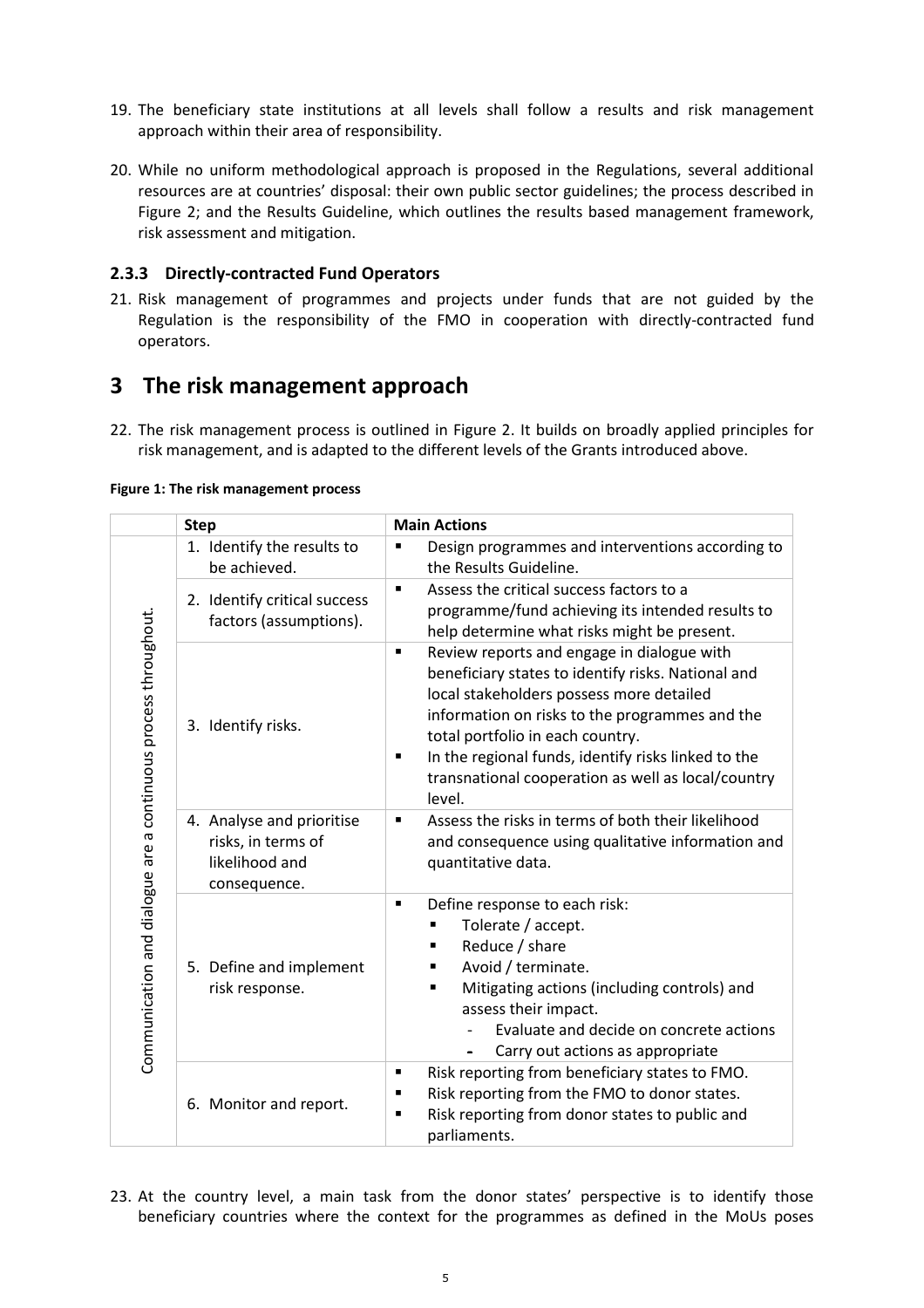19. The beneficiary state institutions at all levels shall follow a results and risk management approach within their area of responsibility.

20. While no uniform methodological approach is proposed in the Regulations, several additional resources are at countries' disposal: their own public sector guidelines; the process described in Figure 2; and the Results Guideline, which outlines the results based management framework, risk assessment and mitigation.

### 2.3.3 Directly-contracted Fund Operators

21. Risk management of programmes and projects under funds that are not guided by the Regulation is the responsibility of the FMO in cooperation with directly-contracted fund operators.

# 3 The risk management approach

22. The risk management process is outlined in Figure 2. It builds on broadly applied principles for risk management, and is adapted to the different levels of the Grants introduced above.

**Figure 1: The risk management process**

| | Step | Main Actions |
|---|---|---|
| Communication and dialogue are a continuous process throughout. | 1. Identify the results to be achieved. | ▪ Design programmes and interventions according to the Results Guideline. |
| | 2. Identify critical success factors (assumptions). | ▪ Assess the critical success factors to a programme/fund achieving its intended results to help determine what risks might be present. |
| | 3. Identify risks. | ▪ Review reports and engage in dialogue with beneficiary states to identify risks. National and local stakeholders possess more detailed information on risks to the programmes and the total portfolio in each country.<br>▪ In the regional funds, identify risks linked to the transnational cooperation as well as local/country level. |
| | 4. Analyse and prioritise risks, in terms of likelihood and consequence. | ▪ Assess the risks in terms of both their likelihood and consequence using qualitative information and quantitative data. |
| | 5. Define and implement risk response. | ▪ Define response to each risk:<br>▪ Tolerate / accept.<br>▪ Reduce / share<br>▪ Avoid / terminate.<br>▪ Mitigating actions (including controls) and assess their impact.<br>- Evaluate and decide on concrete actions<br>- Carry out actions as appropriate |
| | 6. Monitor and report. | ▪ Risk reporting from beneficiary states to FMO.<br>▪ Risk reporting from the FMO to donor states.<br>▪ Risk reporting from donor states to public and parliaments. |

23. At the country level, a main task from the donor states' perspective is to identify those beneficiary countries where the context for the programmes as defined in the MoUs poses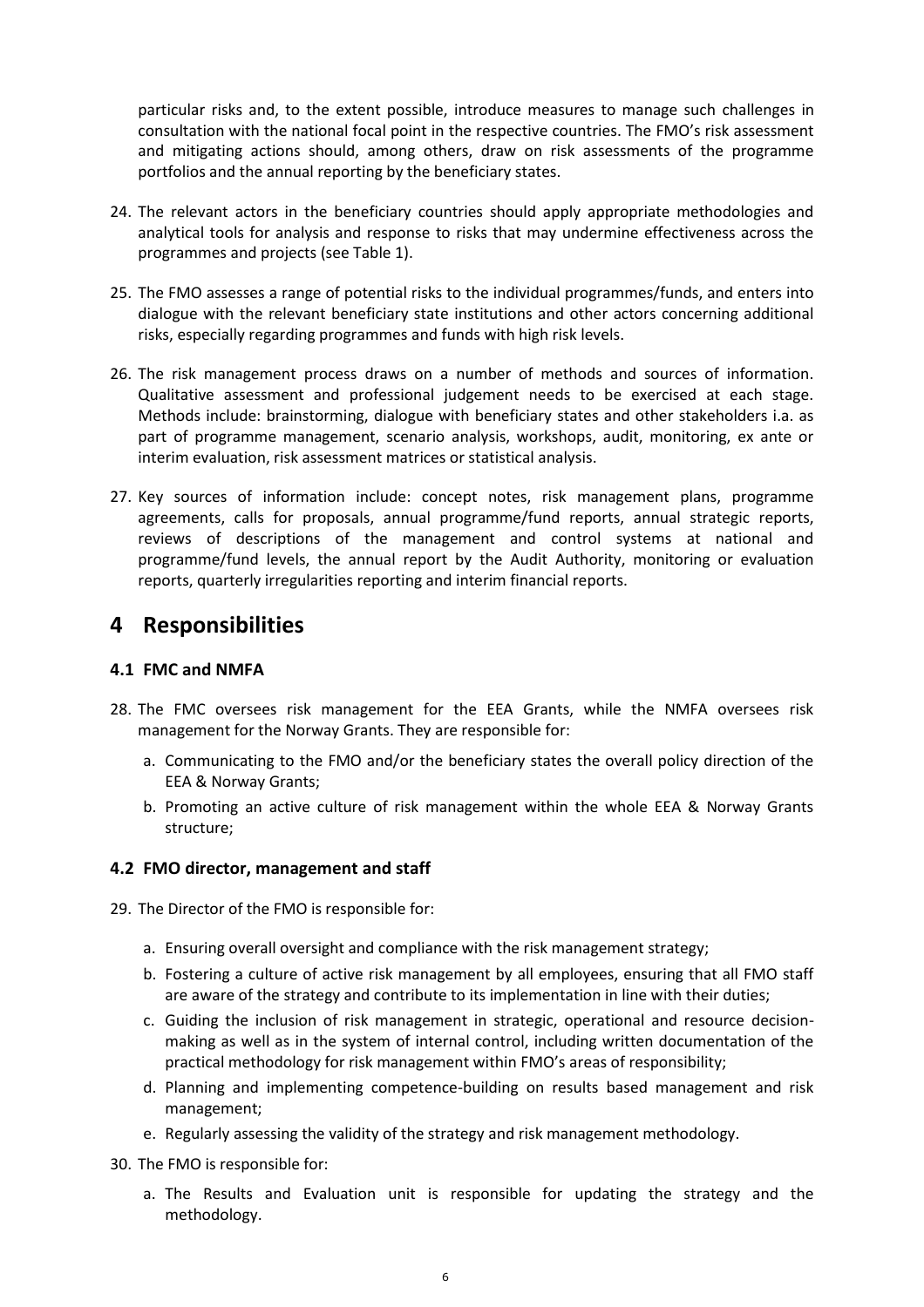particular risks and, to the extent possible, introduce measures to manage such challenges in consultation with the national focal point in the respective countries. The FMO's risk assessment and mitigating actions should, among others, draw on risk assessments of the programme portfolios and the annual reporting by the beneficiary states.

24. The relevant actors in the beneficiary countries should apply appropriate methodologies and analytical tools for analysis and response to risks that may undermine effectiveness across the programmes and projects (see Table 1).

25. The FMO assesses a range of potential risks to the individual programmes/funds, and enters into dialogue with the relevant beneficiary state institutions and other actors concerning additional risks, especially regarding programmes and funds with high risk levels.

26. The risk management process draws on a number of methods and sources of information. Qualitative assessment and professional judgement needs to be exercised at each stage. Methods include: brainstorming, dialogue with beneficiary states and other stakeholders i.a. as part of programme management, scenario analysis, workshops, audit, monitoring, ex ante or interim evaluation, risk assessment matrices or statistical analysis.

27. Key sources of information include: concept notes, risk management plans, programme agreements, calls for proposals, annual programme/fund reports, annual strategic reports, reviews of descriptions of the management and control systems at national and programme/fund levels, the annual report by the Audit Authority, monitoring or evaluation reports, quarterly irregularities reporting and interim financial reports.

# 4 Responsibilities

## 4.1 FMC and NMFA

28. The FMC oversees risk management for the EEA Grants, while the NMFA oversees risk management for the Norway Grants. They are responsible for:

    a. Communicating to the FMO and/or the beneficiary states the overall policy direction of the EEA & Norway Grants;

    b. Promoting an active culture of risk management within the whole EEA & Norway Grants structure;

## 4.2 FMO director, management and staff

29. The Director of the FMO is responsible for:

    a. Ensuring overall oversight and compliance with the risk management strategy;

    b. Fostering a culture of active risk management by all employees, ensuring that all FMO staff are aware of the strategy and contribute to its implementation in line with their duties;

    c. Guiding the inclusion of risk management in strategic, operational and resource decision-making as well as in the system of internal control, including written documentation of the practical methodology for risk management within FMO's areas of responsibility;

    d. Planning and implementing competence-building on results based management and risk management;

    e. Regularly assessing the validity of the strategy and risk management methodology.

30. The FMO is responsible for:

    a. The Results and Evaluation unit is responsible for updating the strategy and the methodology.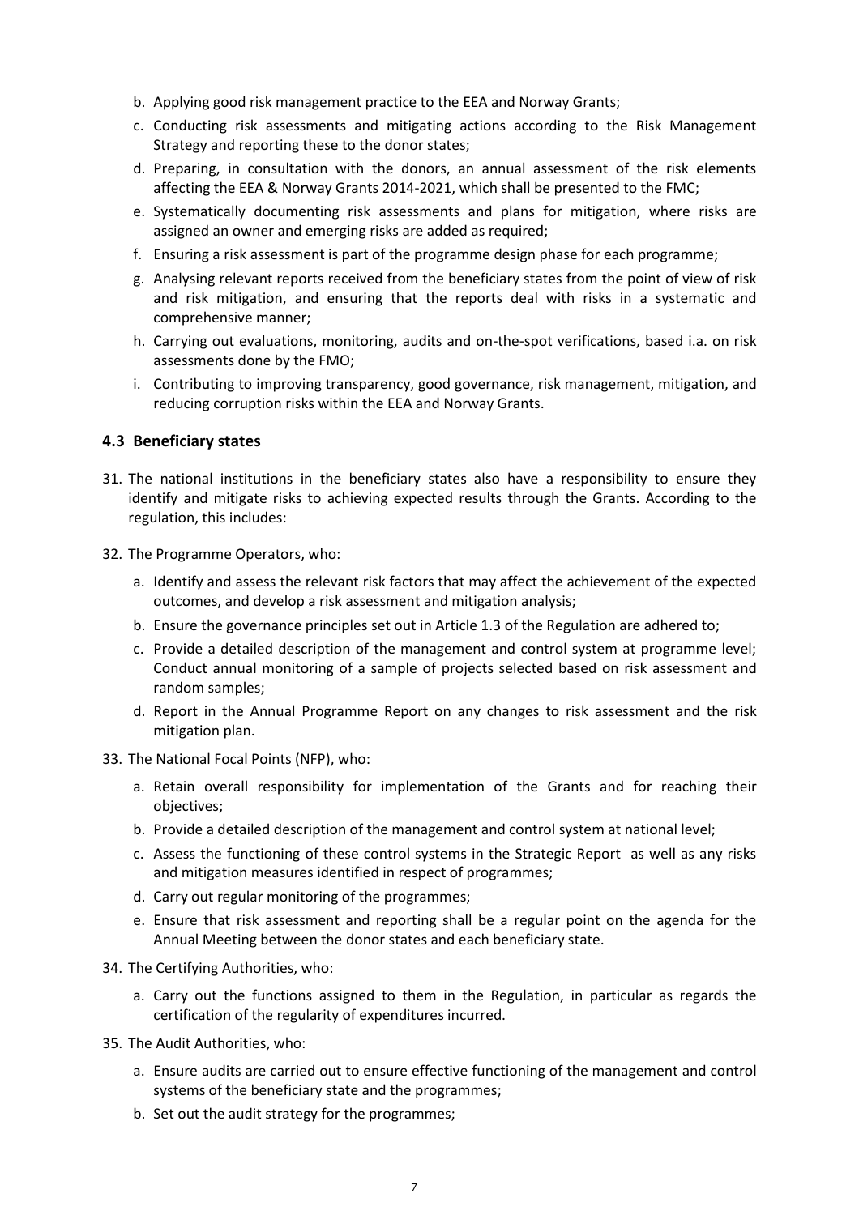b. Applying good risk management practice to the EEA and Norway Grants;
c. Conducting risk assessments and mitigating actions according to the Risk Management Strategy and reporting these to the donor states;
d. Preparing, in consultation with the donors, an annual assessment of the risk elements affecting the EEA & Norway Grants 2014-2021, which shall be presented to the FMC;
e. Systematically documenting risk assessments and plans for mitigation, where risks are assigned an owner and emerging risks are added as required;
f. Ensuring a risk assessment is part of the programme design phase for each programme;
g. Analysing relevant reports received from the beneficiary states from the point of view of risk and risk mitigation, and ensuring that the reports deal with risks in a systematic and comprehensive manner;
h. Carrying out evaluations, monitoring, audits and on-the-spot verifications, based i.a. on risk assessments done by the FMO;
i. Contributing to improving transparency, good governance, risk management, mitigation, and reducing corruption risks within the EEA and Norway Grants.

### 4.3 Beneficiary states

31. The national institutions in the beneficiary states also have a responsibility to ensure they identify and mitigate risks to achieving expected results through the Grants. According to the regulation, this includes:

32. The Programme Operators, who:
    a. Identify and assess the relevant risk factors that may affect the achievement of the expected outcomes, and develop a risk assessment and mitigation analysis;
    b. Ensure the governance principles set out in Article 1.3 of the Regulation are adhered to;
    c. Provide a detailed description of the management and control system at programme level; Conduct annual monitoring of a sample of projects selected based on risk assessment and random samples;
    d. Report in the Annual Programme Report on any changes to risk assessment and the risk mitigation plan.

33. The National Focal Points (NFP), who:
    a. Retain overall responsibility for implementation of the Grants and for reaching their objectives;
    b. Provide a detailed description of the management and control system at national level;
    c. Assess the functioning of these control systems in the Strategic Report as well as any risks and mitigation measures identified in respect of programmes;
    d. Carry out regular monitoring of the programmes;
    e. Ensure that risk assessment and reporting shall be a regular point on the agenda for the Annual Meeting between the donor states and each beneficiary state.

34. The Certifying Authorities, who:
    a. Carry out the functions assigned to them in the Regulation, in particular as regards the certification of the regularity of expenditures incurred.

35. The Audit Authorities, who:
    a. Ensure audits are carried out to ensure effective functioning of the management and control systems of the beneficiary state and the programmes;
    b. Set out the audit strategy for the programmes;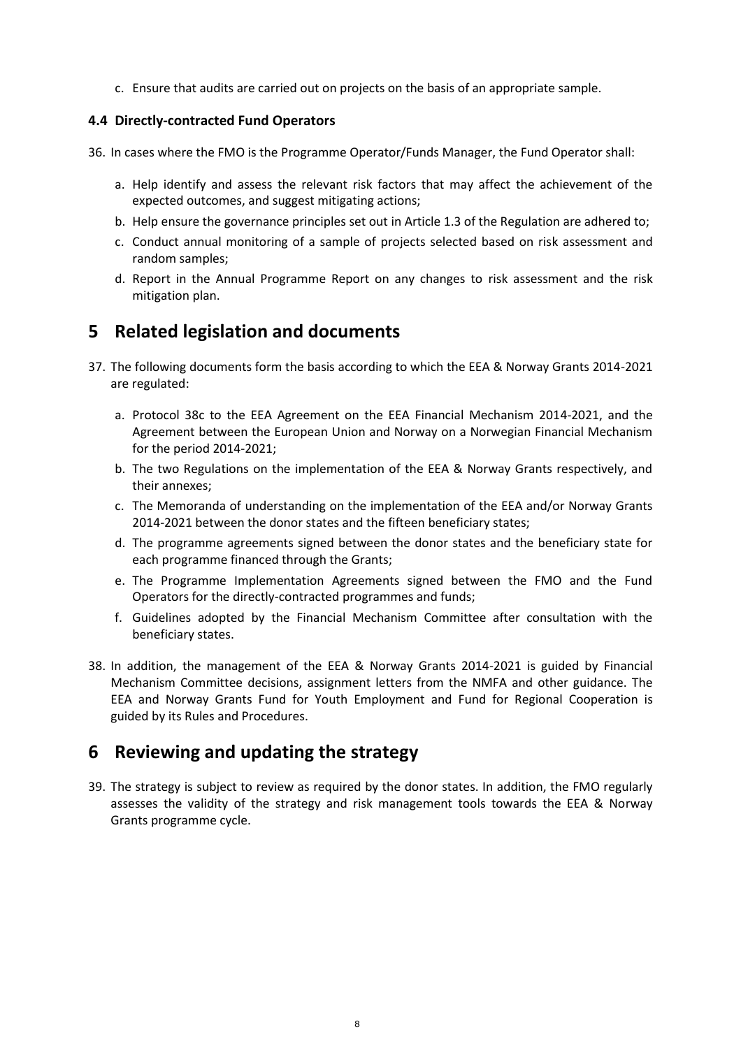c. Ensure that audits are carried out on projects on the basis of an appropriate sample.

### 4.4 Directly-contracted Fund Operators

36. In cases where the FMO is the Programme Operator/Funds Manager, the Fund Operator shall:

    a. Help identify and assess the relevant risk factors that may affect the achievement of the expected outcomes, and suggest mitigating actions;

    b. Help ensure the governance principles set out in Article 1.3 of the Regulation are adhered to;

    c. Conduct annual monitoring of a sample of projects selected based on risk assessment and random samples;

    d. Report in the Annual Programme Report on any changes to risk assessment and the risk mitigation plan.

# 5 Related legislation and documents

37. The following documents form the basis according to which the EEA & Norway Grants 2014-2021 are regulated:

    a. Protocol 38c to the EEA Agreement on the EEA Financial Mechanism 2014-2021, and the Agreement between the European Union and Norway on a Norwegian Financial Mechanism for the period 2014-2021;

    b. The two Regulations on the implementation of the EEA & Norway Grants respectively, and their annexes;

    c. The Memoranda of understanding on the implementation of the EEA and/or Norway Grants 2014-2021 between the donor states and the fifteen beneficiary states;

    d. The programme agreements signed between the donor states and the beneficiary state for each programme financed through the Grants;

    e. The Programme Implementation Agreements signed between the FMO and the Fund Operators for the directly-contracted programmes and funds;

    f. Guidelines adopted by the Financial Mechanism Committee after consultation with the beneficiary states.

38. In addition, the management of the EEA & Norway Grants 2014-2021 is guided by Financial Mechanism Committee decisions, assignment letters from the NMFA and other guidance. The EEA and Norway Grants Fund for Youth Employment and Fund for Regional Cooperation is guided by its Rules and Procedures.

# 6 Reviewing and updating the strategy

39. The strategy is subject to review as required by the donor states. In addition, the FMO regularly assesses the validity of the strategy and risk management tools towards the EEA & Norway Grants programme cycle.